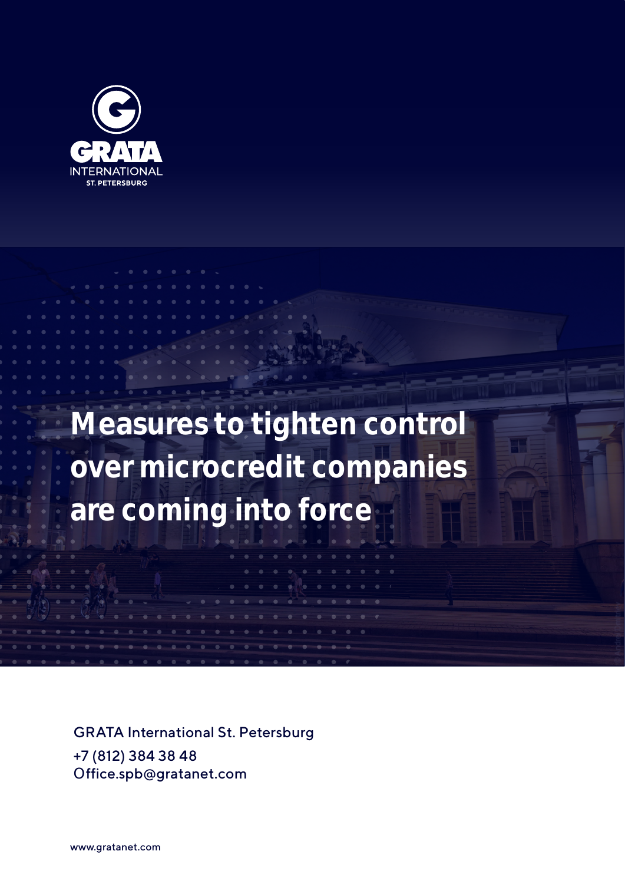GRATA INTERNATIONAL
ST. PETERSBURG

# Measures to tighten control over microcredit companies are coming into force

GRATA International St. Petersburg
+7 (812) 384 38 48
Office.spb@gratanet.com

www.gratanet.com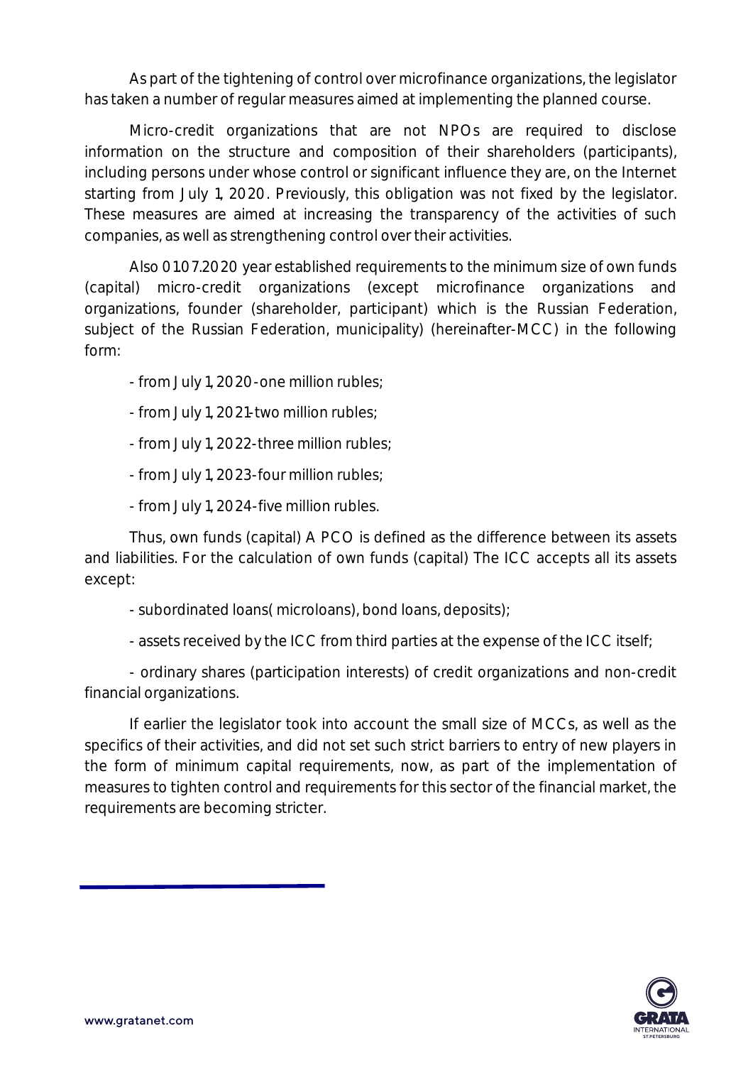As part of the tightening of control over microfinance organizations, the legislator has taken a number of regular measures aimed at implementing the planned course.

Micro-credit organizations that are not NPOs are required to disclose information on the structure and composition of their shareholders (participants), including persons under whose control or significant influence they are, on the Internet starting from July 1, 2020. Previously, this obligation was not fixed by the legislator. These measures are aimed at increasing the transparency of the activities of such companies, as well as strengthening control over their activities.

Also 01.07.2020 year established requirements to the minimum size of own funds (capital) micro-credit organizations (except microfinance organizations and organizations, founder (shareholder, participant) which is the Russian Federation, subject of the Russian Federation, municipality) (hereinafter-MCC) in the following form:

- from July 1, 2020-one million rubles;
- from July 1, 2021-two million rubles;
- from July 1, 2022-three million rubles;
- from July 1, 2023-four million rubles;
- from July 1, 2024-five million rubles.

Thus, own funds (capital) A PCO is defined as the difference between its assets and liabilities. For the calculation of own funds (capital) The ICC accepts all its assets except:

- subordinated loans( microloans), bond loans, deposits);
- assets received by the ICC from third parties at the expense of the ICC itself;
- ordinary shares (participation interests) of credit organizations and non-credit financial organizations.

If earlier the legislator took into account the small size of MCCs, as well as the specifics of their activities, and did not set such strict barriers to entry of new players in the form of minimum capital requirements, now, as part of the implementation of measures to tighten control and requirements for this sector of the financial market, the requirements are becoming stricter.